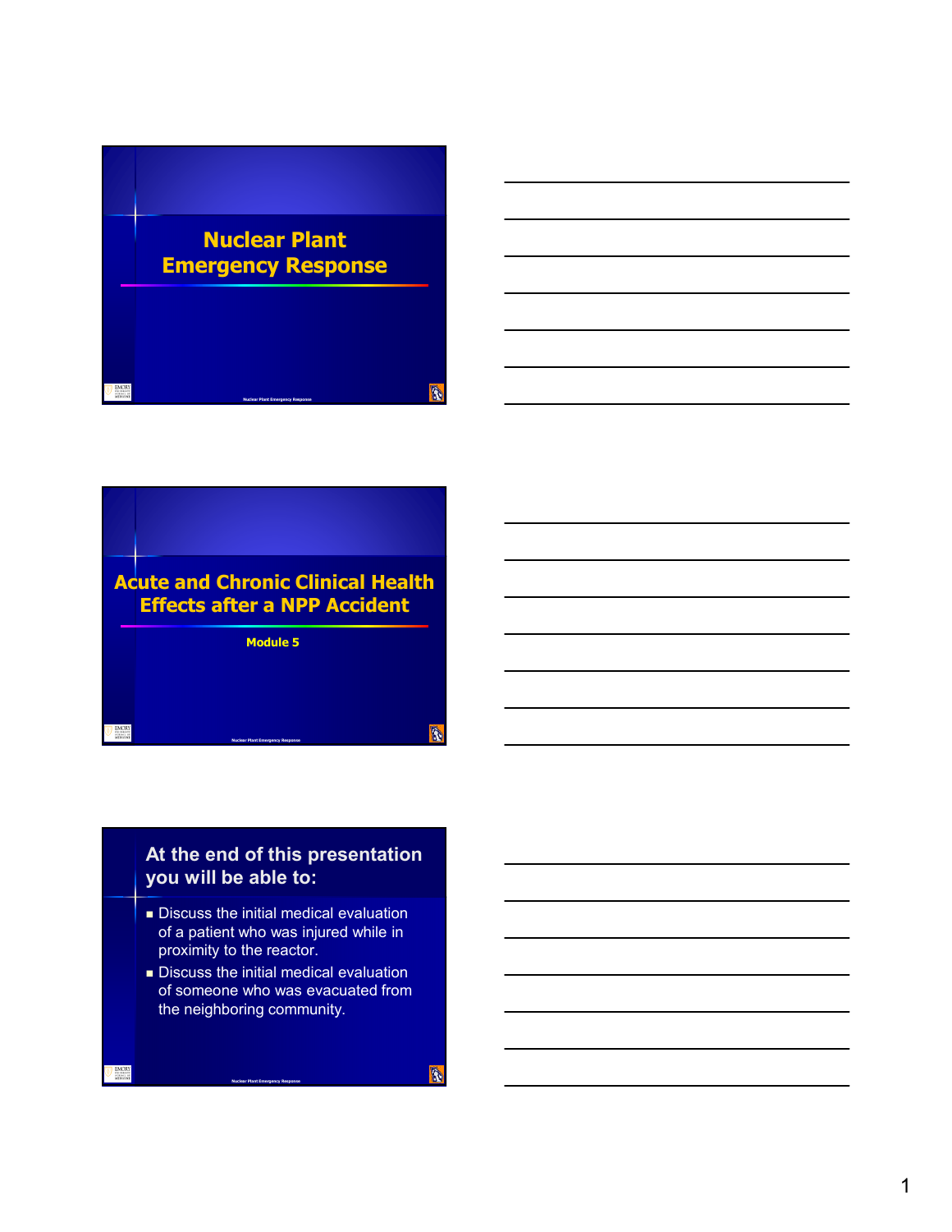# Nuclear Plant Emergency Response

## Acute and Chronic Clinical Health Effects after a NPP Accident

Module 5

## At the end of this presentation you will be able to:

- Discuss the initial medical evaluation of a patient who was injured while in proximity to the reactor.
- Discuss the initial medical evaluation of someone who was evacuated from the neighboring community.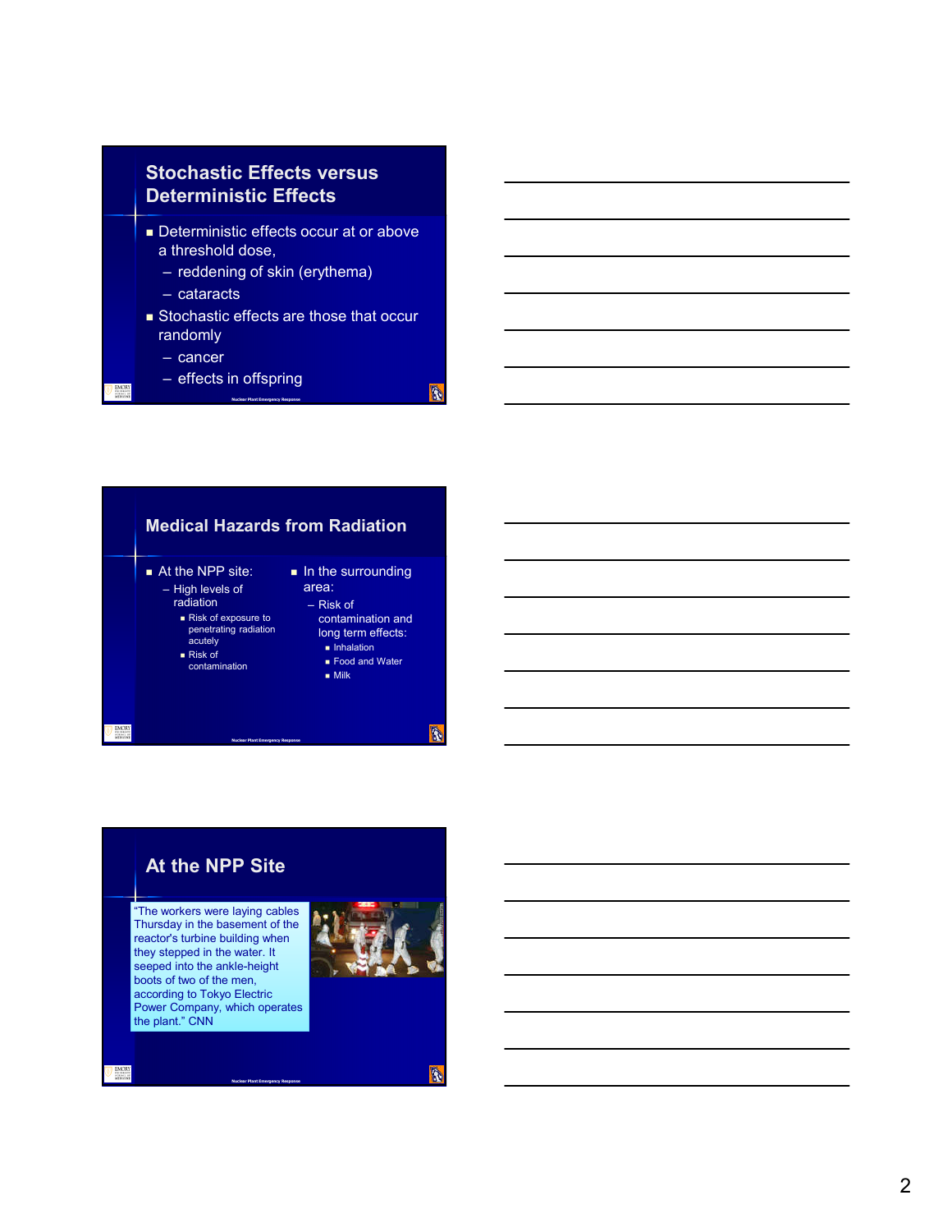## Stochastic Effects versus Deterministic Effects

- Deterministic effects occur at or above a threshold dose,
  - reddening of skin (erythema)
  - cataracts
- Stochastic effects are those that occur randomly
  - cancer
  - effects in offspring

## Medical Hazards from Radiation

- At the NPP site:
  - High levels of radiation
    - Risk of exposure to penetrating radiation acutely
    - Risk of contamination
- In the surrounding area:
  - Risk of contamination and long term effects:
    - Inhalation
    - Food and Water
    - Milk

## At the NPP Site

"The workers were laying cables Thursday in the basement of the reactor's turbine building when they stepped in the water. It seeped into the ankle-height boots of two of the men, according to Tokyo Electric Power Company, which operates the plant." CNN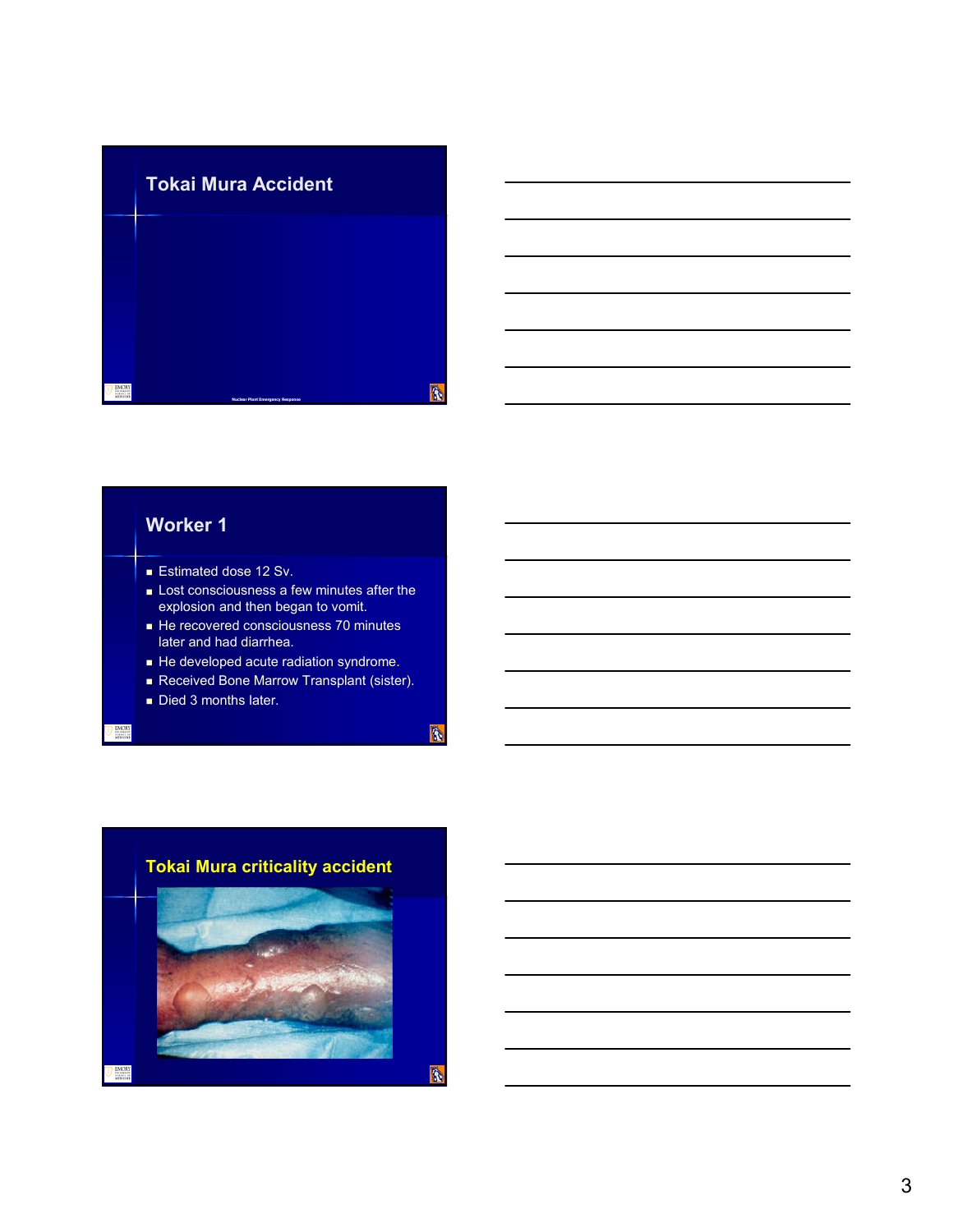## Tokai Mura Accident

Nuclear Plant Emergency Response

## Worker 1

- Estimated dose 12 Sv.
- Lost consciousness a few minutes after the explosion and then began to vomit.
- He recovered consciousness 70 minutes later and had diarrhea.
- He developed acute radiation syndrome.
- Received Bone Marrow Transplant (sister).
- Died 3 months later.

## Tokai Mura criticality accident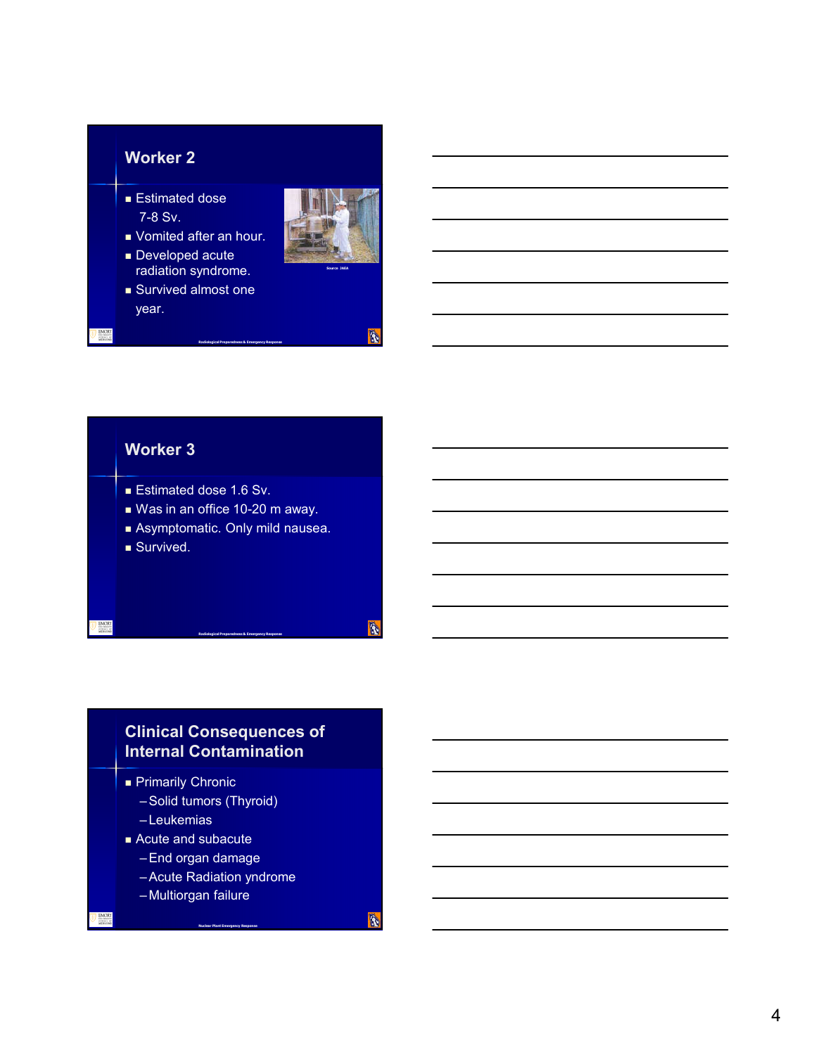## Worker 2

- Estimated dose 7-8 Sv.
- Vomited after an hour.
- Developed acute radiation syndrome.
- Survived almost one year.

Source: IAEA

## Worker 3

- Estimated dose 1.6 Sv.
- Was in an office 10-20 m away.
- Asymptomatic. Only mild nausea.
- Survived.

## Clinical Consequences of Internal Contamination

- Primarily Chronic
  - Solid tumors (Thyroid)
  - Leukemias
- Acute and subacute
  - End organ damage
  - Acute Radiation yndrome
  - Multiorgan failure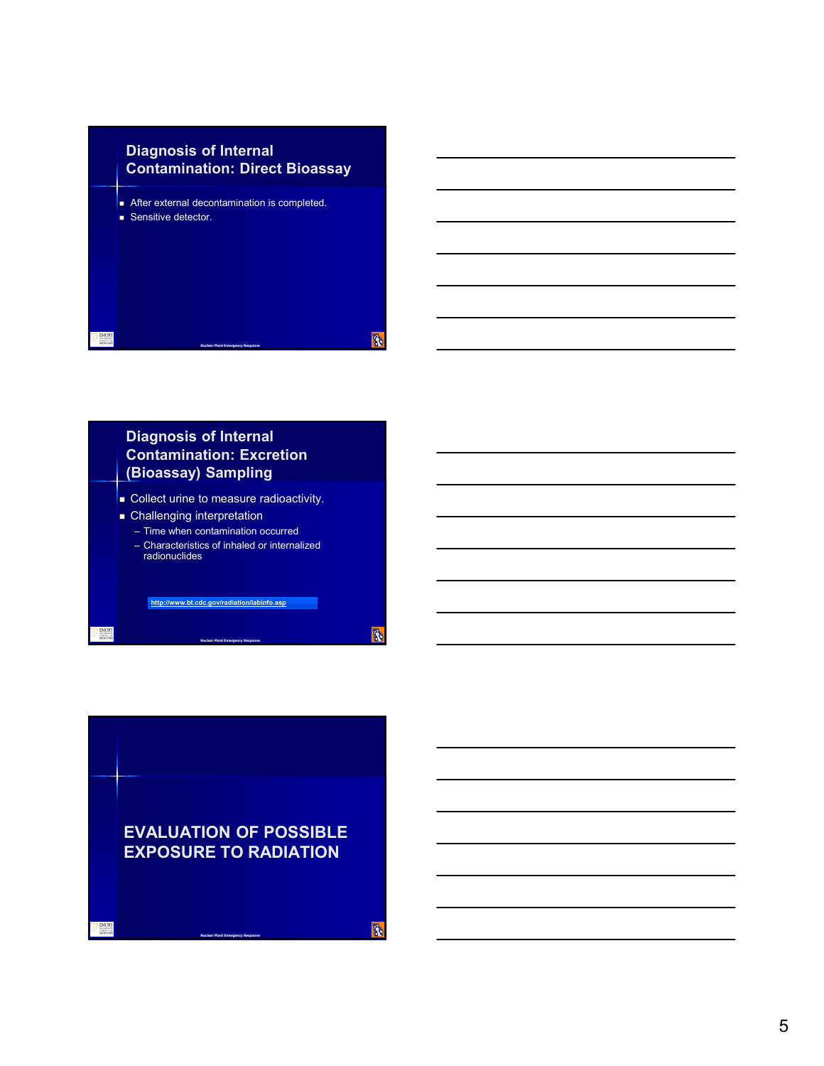## Diagnosis of Internal Contamination: Direct Bioassay

- After external decontamination is completed.
- Sensitive detector.

## Diagnosis of Internal Contamination: Excretion (Bioassay) Sampling

- Collect urine to measure radioactivity.
- Challenging interpretation
  - Time when contamination occurred
  - Characteristics of inhaled or internalized radionuclides

http://www.bt.cdc.gov/radiation/labinfo.asp

## EVALUATION OF POSSIBLE EXPOSURE TO RADIATION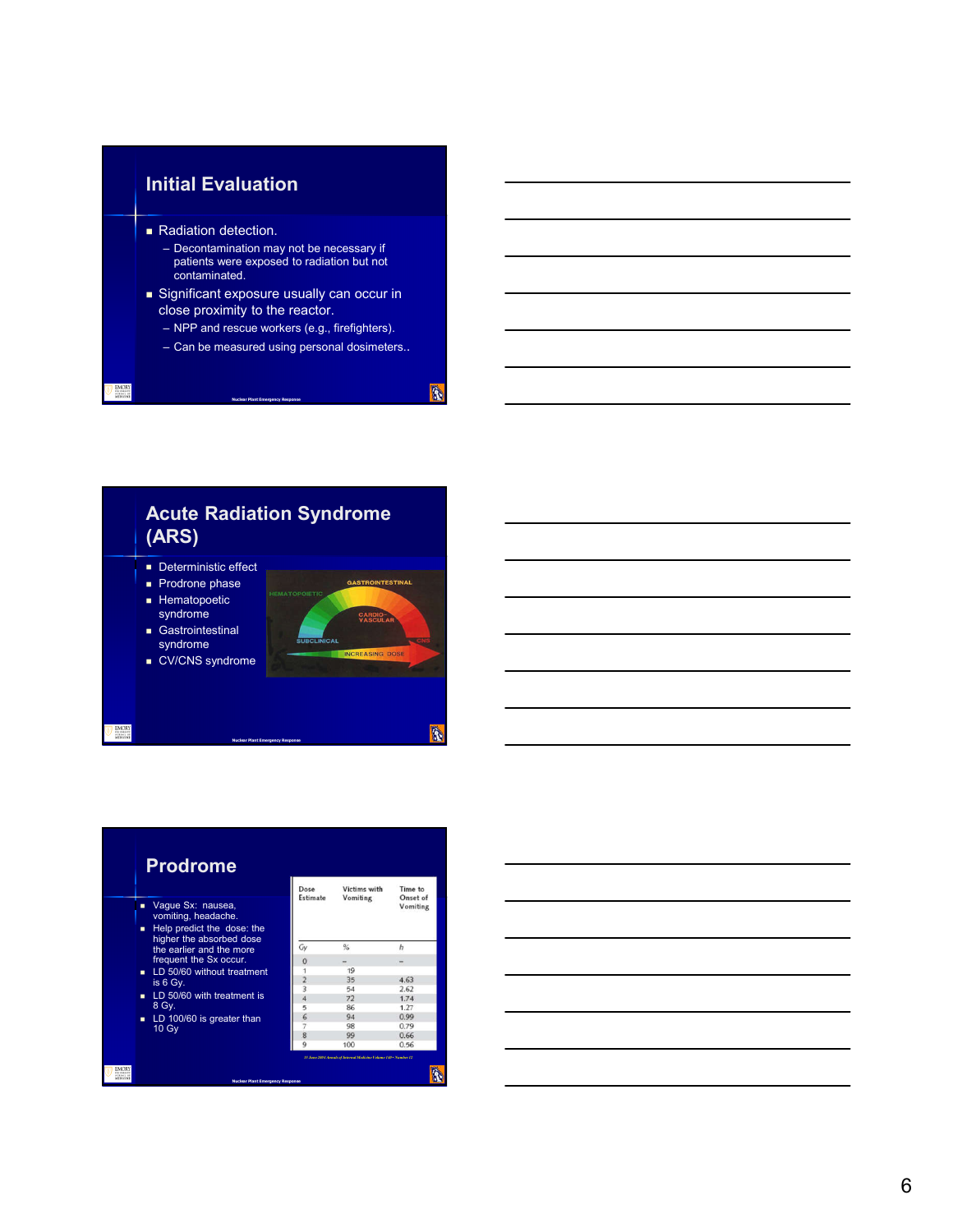## Initial Evaluation

- Radiation detection.
  - Decontamination may not be necessary if patients were exposed to radiation but not contaminated.
- Significant exposure usually can occur in close proximity to the reactor.
  - NPP and rescue workers (e.g., firefighters).
  - Can be measured using personal dosimeters..

Nuclear Plant Emergency Response

## Acute Radiation Syndrome (ARS)

- Deterministic effect
- Prodrone phase
- Hematopoetic syndrome
- Gastrointestinal syndrome
- CV/CNS syndrome

HEMATOPOETIC, GASTROINTESTINAL, CARDIO-VASCULAR, SUBCLINICAL, CNS, INCREASING DOSE

Nuclear Plant Emergency Response

## Prodrome

- Vague Sx: nausea, vomiting, headache.
- Help predict the dose: the higher the absorbed dose the earlier and the more frequent the Sx occur.
- LD 50/60 without treatment is 6 Gy.
- LD 50/60 with treatment is 8 Gy.
- LD 100/60 is greater than 10 Gy

| Dose Estimate | Victims with Vomiting | Time to Onset of Vomiting |
|---|---|---|
| Gy | % | h |
| 0 | – | – |
| 1 | 19 | |
| 2 | 35 | 4.63 |
| 3 | 54 | 2.62 |
| 4 | 72 | 1.74 |
| 5 | 86 | 1.27 |
| 6 | 94 | 0.99 |
| 7 | 98 | 0.79 |
| 8 | 99 | 0.66 |
| 9 | 100 | 0.56 |

15 June 2004 Annals of Internal Medicine Volume 140 • Number 12

Nuclear Plant Emergency Response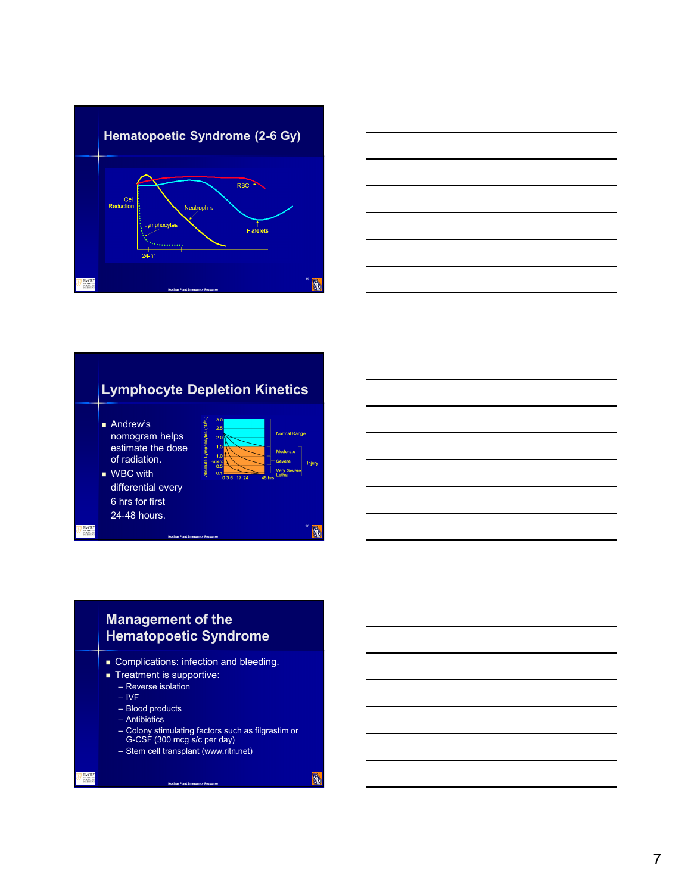## Hematopoetic Syndrome (2-6 Gy)

Cell Reduction

RBC

Neutrophils

Lymphocytes

Platelets

24-hr

## Lymphocyte Depletion Kinetics

- Andrew's nomogram helps estimate the dose of radiation.
- WBC with differential every 6 hrs for first 24-48 hours.

Absolute Lymphocytes ($10^9$/L)

3.0, 2.5, 2.0, 1.5, 1.0, Patient, 0.5, 0.1

0 3 6 17 24 48 hrs

Normal Range

Moderate

Severe

Very Severe

Lethal

Injury

## Management of the Hematopoetic Syndrome

- Complications: infection and bleeding.
- Treatment is supportive:
  - Reverse isolation
  - IVF
  - Blood products
  - Antibiotics
  - Colony stimulating factors such as filgrastim or G-CSF (300 mcg s/c per day)
  - Stem cell transplant (www.ritn.net)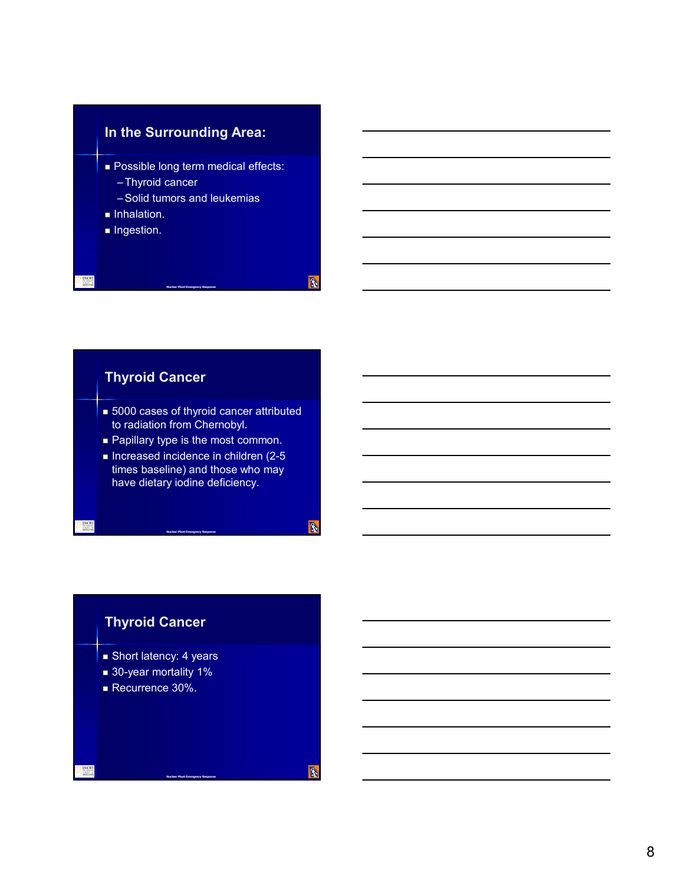## In the Surrounding Area:

- Possible long term medical effects:
  - Thyroid cancer
  - Solid tumors and leukemias
- Inhalation.
- Ingestion.

## Thyroid Cancer

- 5000 cases of thyroid cancer attributed to radiation from Chernobyl.
- Papillary type is the most common.
- Increased incidence in children (2-5 times baseline) and those who may have dietary iodine deficiency.

## Thyroid Cancer

- Short latency: 4 years
- 30-year mortality 1%
- Recurrence 30%.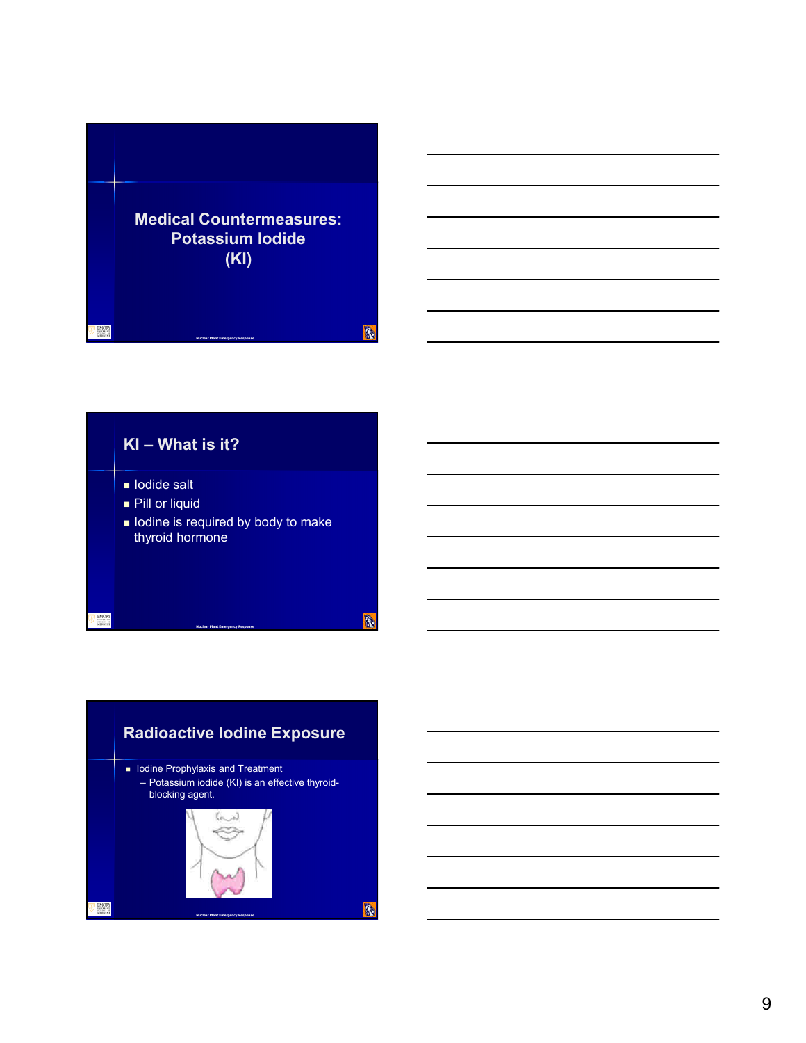## Medical Countermeasures: Potassium Iodide (KI)

## KI – What is it?

- Iodide salt
- Pill or liquid
- Iodine is required by body to make thyroid hormone

## Radioactive Iodine Exposure

- Iodine Prophylaxis and Treatment
  - Potassium iodide (KI) is an effective thyroid-blocking agent.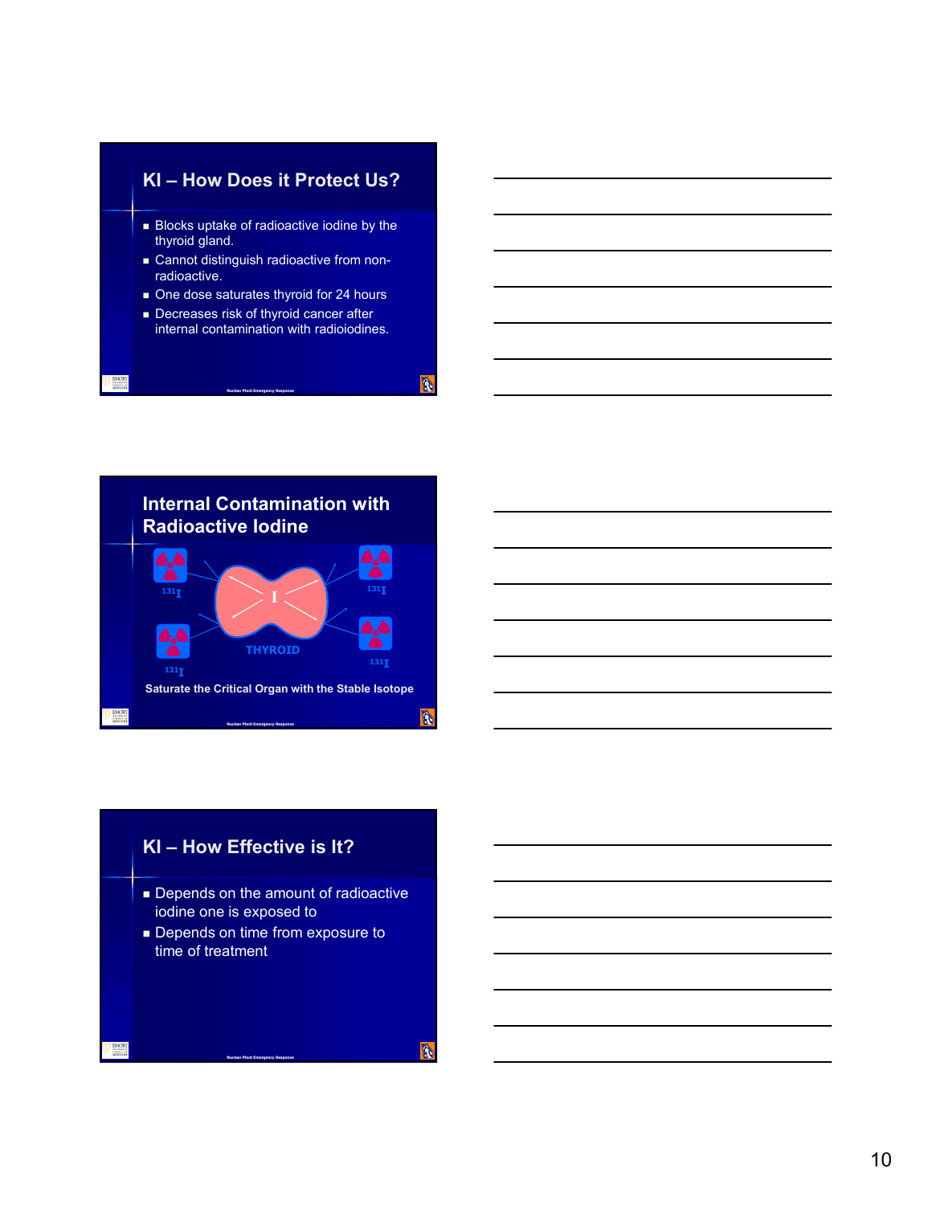## KI – How Does it Protect Us?

- Blocks uptake of radioactive iodine by the thyroid gland.
- Cannot distinguish radioactive from non-radioactive.
- One dose saturates thyroid for 24 hours
- Decreases risk of thyroid cancer after internal contamination with radioiodines.

## Internal Contamination with Radioactive Iodine

$^{131}I$ $^{131}I$

I

THYROID

$^{131}I$ $^{131}I$

Saturate the Critical Organ with the Stable Isotope

## KI – How Effective is It?

- Depends on the amount of radioactive iodine one is exposed to
- Depends on time from exposure to time of treatment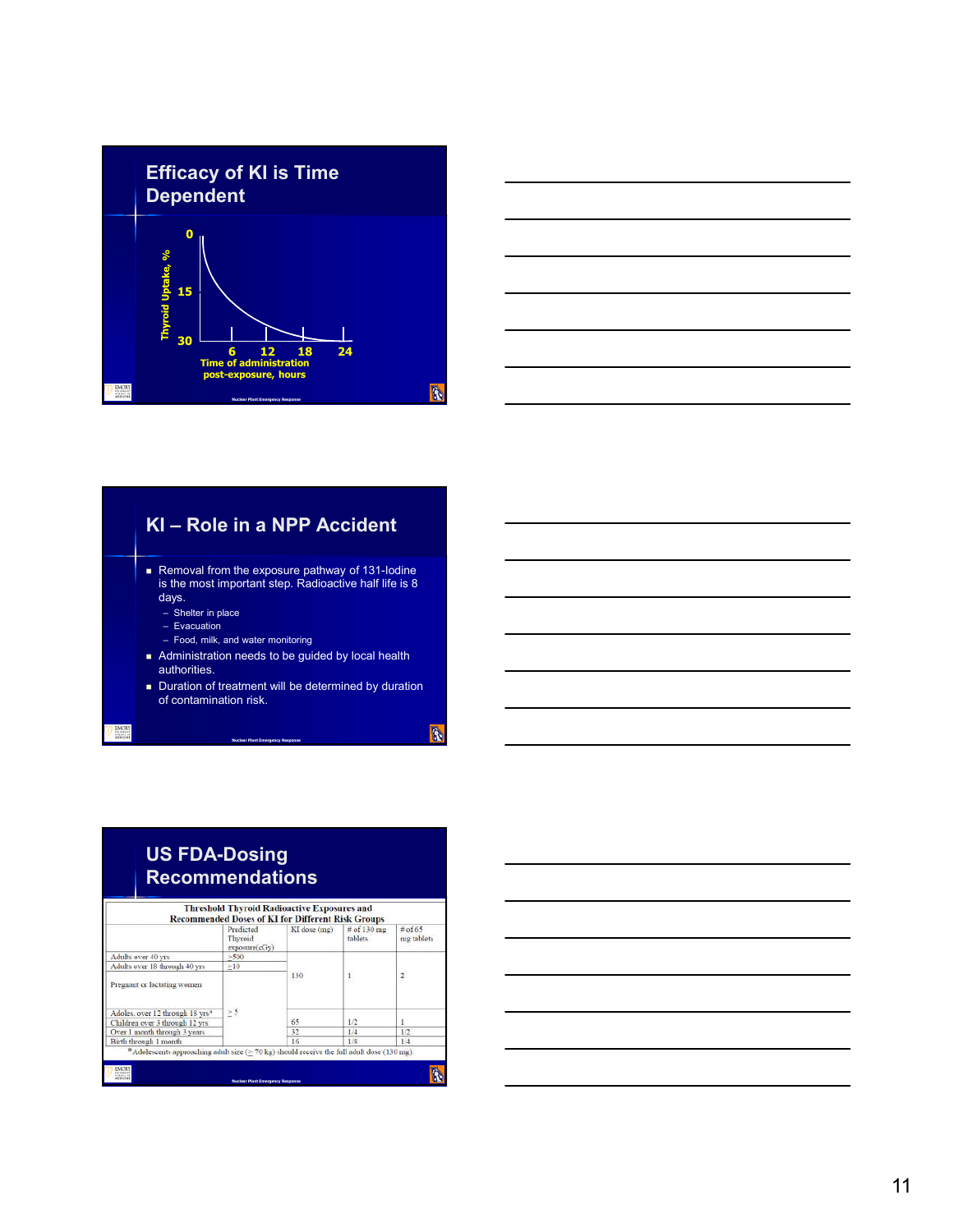## Efficacy of KI is Time Dependent

Thyroid Uptake, %: 0, 15, 30

Time of administration post-exposure, hours: 6, 12, 18, 24

Nuclear Plant Emergency Response

## KI – Role in a NPP Accident

- Removal from the exposure pathway of 131-Iodine is the most important step. Radioactive half life is 8 days.
  - Shelter in place
  - Evacuation
  - Food, milk, and water monitoring
- Administration needs to be guided by local health authorities.
- Duration of treatment will be determined by duration of contamination risk.

Nuclear Plant Emergency Response

## US FDA-Dosing Recommendations

**Threshold Thyroid Radioactive Exposures and Recommended Doses of KI for Different Risk Groups**

| | Predicted Thyroid exposure(cGy) | KI dose (mg) | # of 130 mg tablets | # of 65 mg tablets |
|---|---|---|---|---|
| Adults over 40 yrs | ≥500 | 130 | 1 | 2 |
| Adults over 18 through 40 yrs | ≥10 | | | |
| Pregnant or lactating women | ≥5 | | | |
| Adoles. over 12 through 18 yrs* | | 65 | 1/2 | 1 |
| Children over 3 through 12 yrs | | | | |
| Over 1 month through 3 years | | 32 | 1/4 | 1/2 |
| Birth through 1 month | | 16 | 1/8 | 1/4 |

*Adolescents approaching adult size (≥ 70 kg) should receive the full adult dose (130 mg).

Nuclear Plant Emergency Response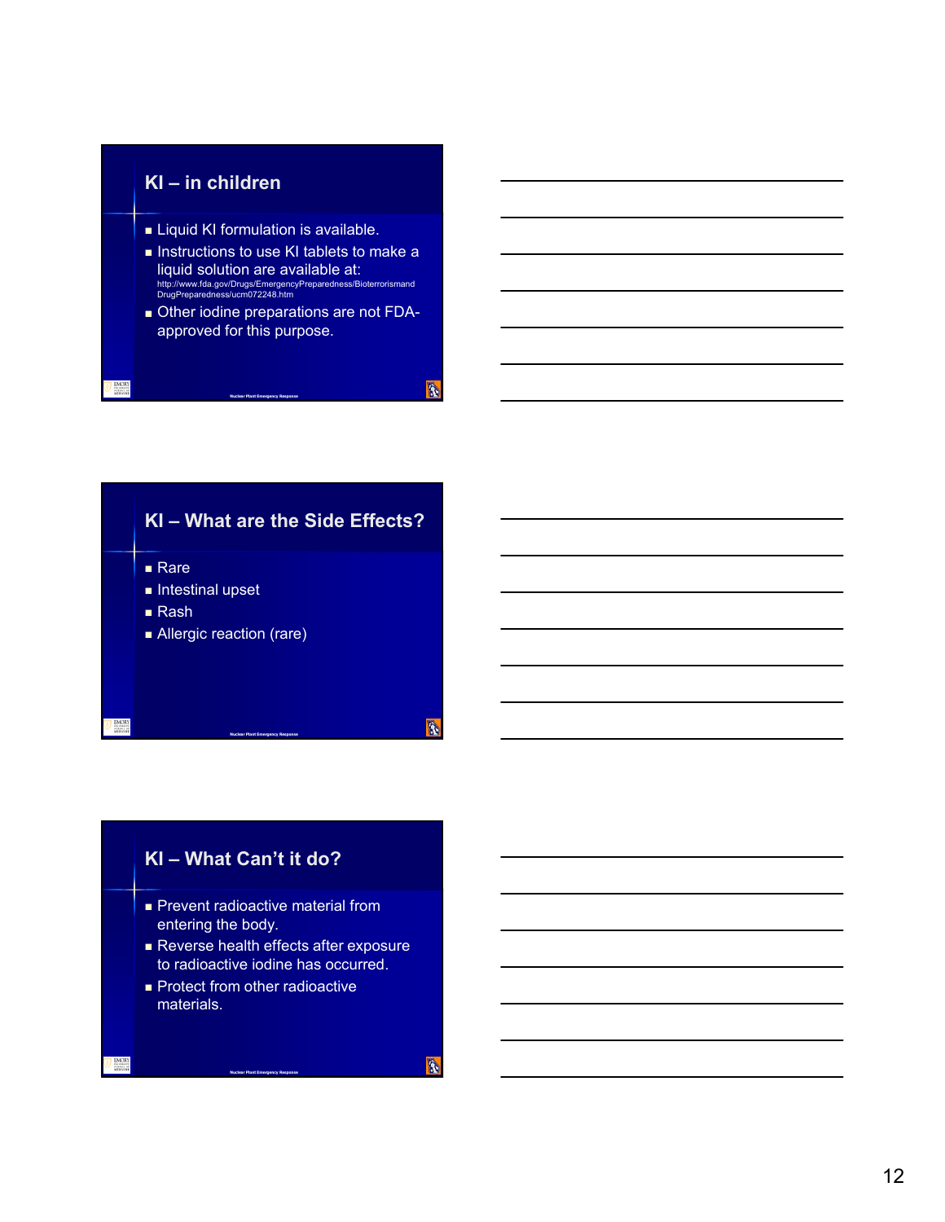## KI – in children

- Liquid KI formulation is available.
- Instructions to use KI tablets to make a liquid solution are available at: http://www.fda.gov/Drugs/EmergencyPreparedness/BioterrorismandDrugPreparedness/ucm072248.htm
- Other iodine preparations are not FDA-approved for this purpose.

## KI – What are the Side Effects?

- Rare
- Intestinal upset
- Rash
- Allergic reaction (rare)

## KI – What Can't it do?

- Prevent radioactive material from entering the body.
- Reverse health effects after exposure to radioactive iodine has occurred.
- Protect from other radioactive materials.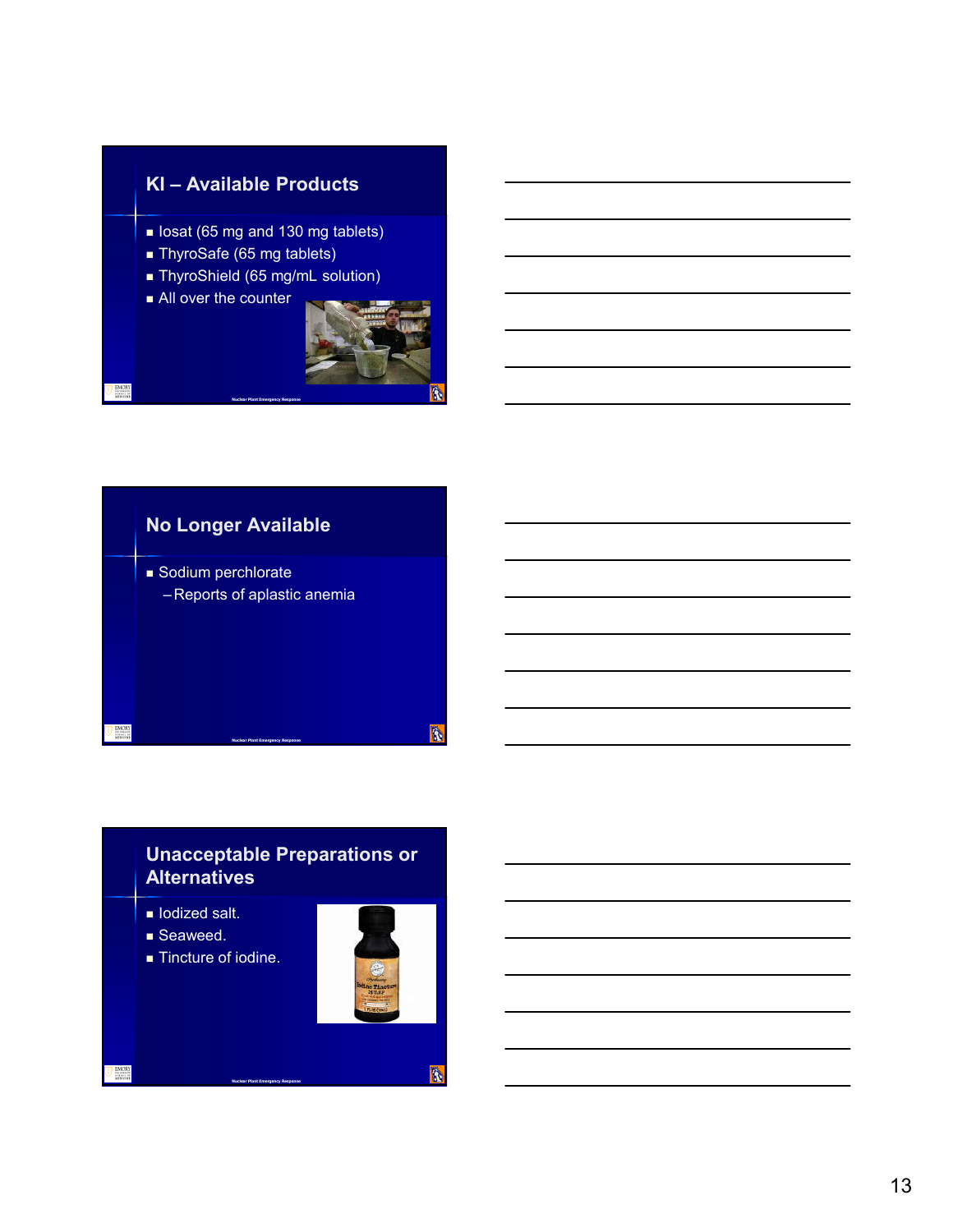## KI – Available Products

- Iosat (65 mg and 130 mg tablets)
- ThyroSafe (65 mg tablets)
- ThyroShield (65 mg/mL solution)
- All over the counter

## No Longer Available

- Sodium perchlorate
  - Reports of aplastic anemia

## Unacceptable Preparations or Alternatives

- Iodized salt.
- Seaweed.
- Tincture of iodine.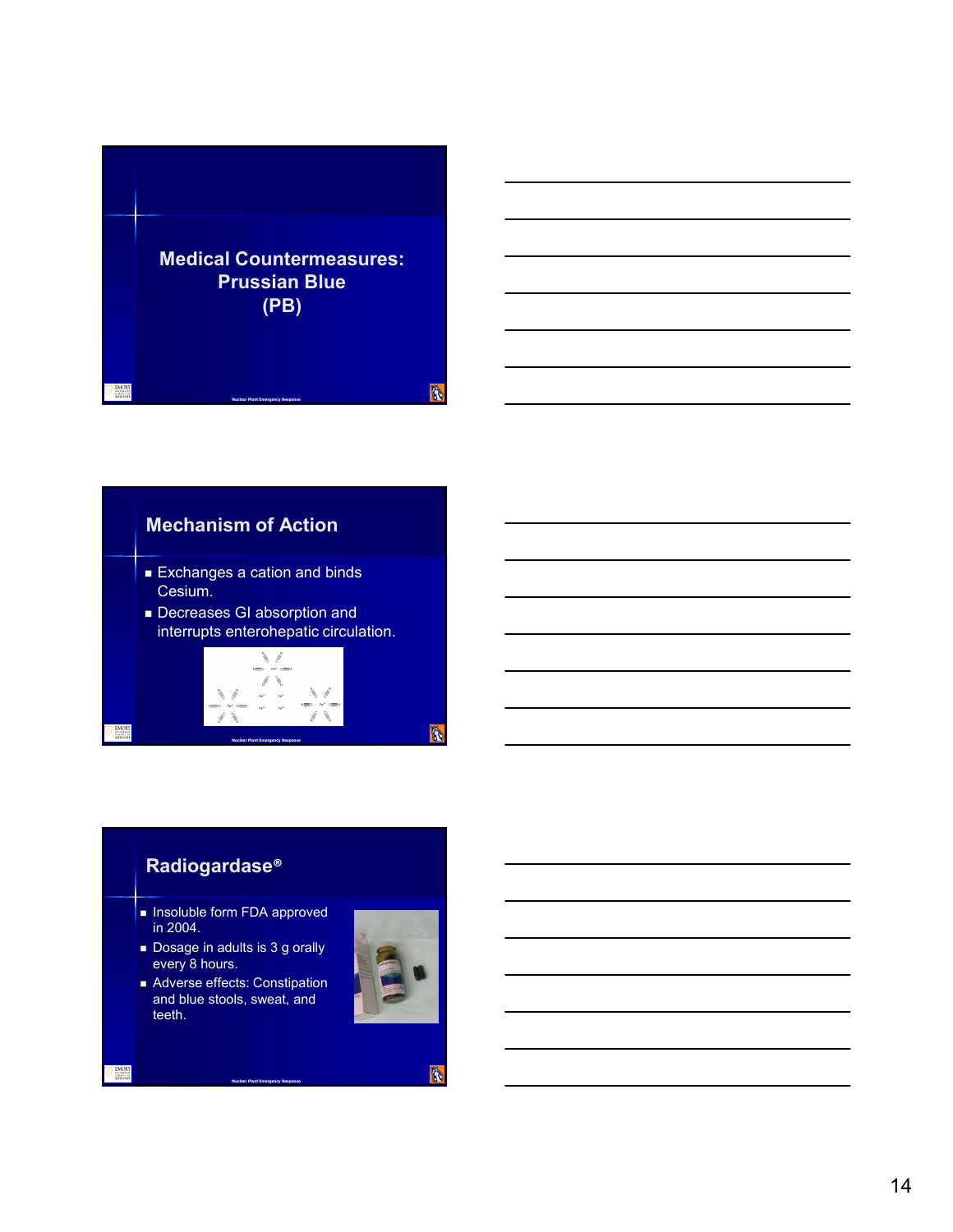## Medical Countermeasures: Prussian Blue (PB)

## Mechanism of Action

- Exchanges a cation and binds Cesium.
- Decreases GI absorption and interrupts enterohepatic circulation.

## Radiogardase®

- Insoluble form FDA approved in 2004.
- Dosage in adults is 3 g orally every 8 hours.
- Adverse effects: Constipation and blue stools, sweat, and teeth.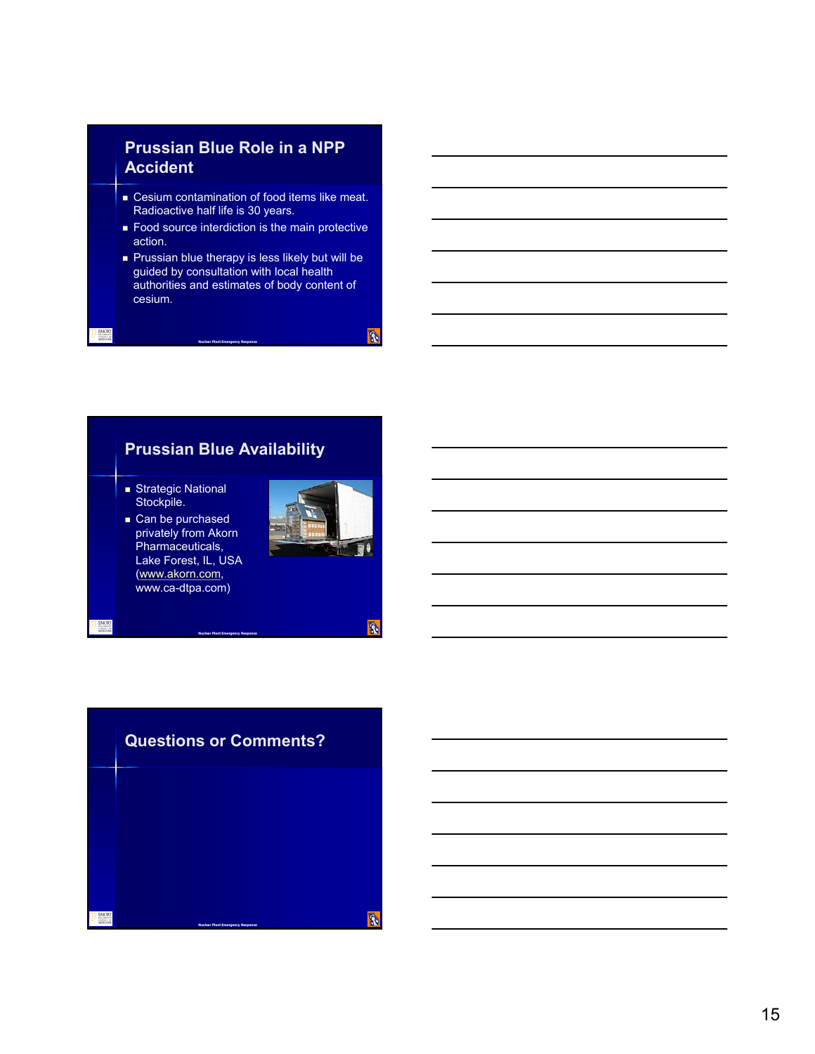## Prussian Blue Role in a NPP Accident

- Cesium contamination of food items like meat. Radioactive half life is 30 years.
- Food source interdiction is the main protective action.
- Prussian blue therapy is less likely but will be guided by consultation with local health authorities and estimates of body content of cesium.

## Prussian Blue Availability

- Strategic National Stockpile.
- Can be purchased privately from Akorn Pharmaceuticals, Lake Forest, IL, USA (www.akorn.com, www.ca-dtpa.com)

## Questions or Comments?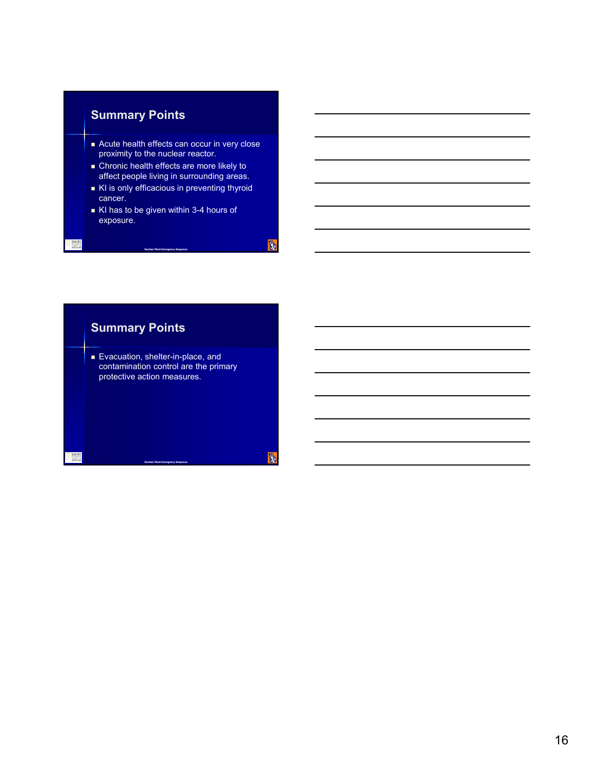## Summary Points

- Acute health effects can occur in very close proximity to the nuclear reactor.
- Chronic health effects are more likely to affect people living in surrounding areas.
- KI is only efficacious in preventing thyroid cancer.
- KI has to be given within 3-4 hours of exposure.

## Summary Points

- Evacuation, shelter-in-place, and contamination control are the primary protective action measures.